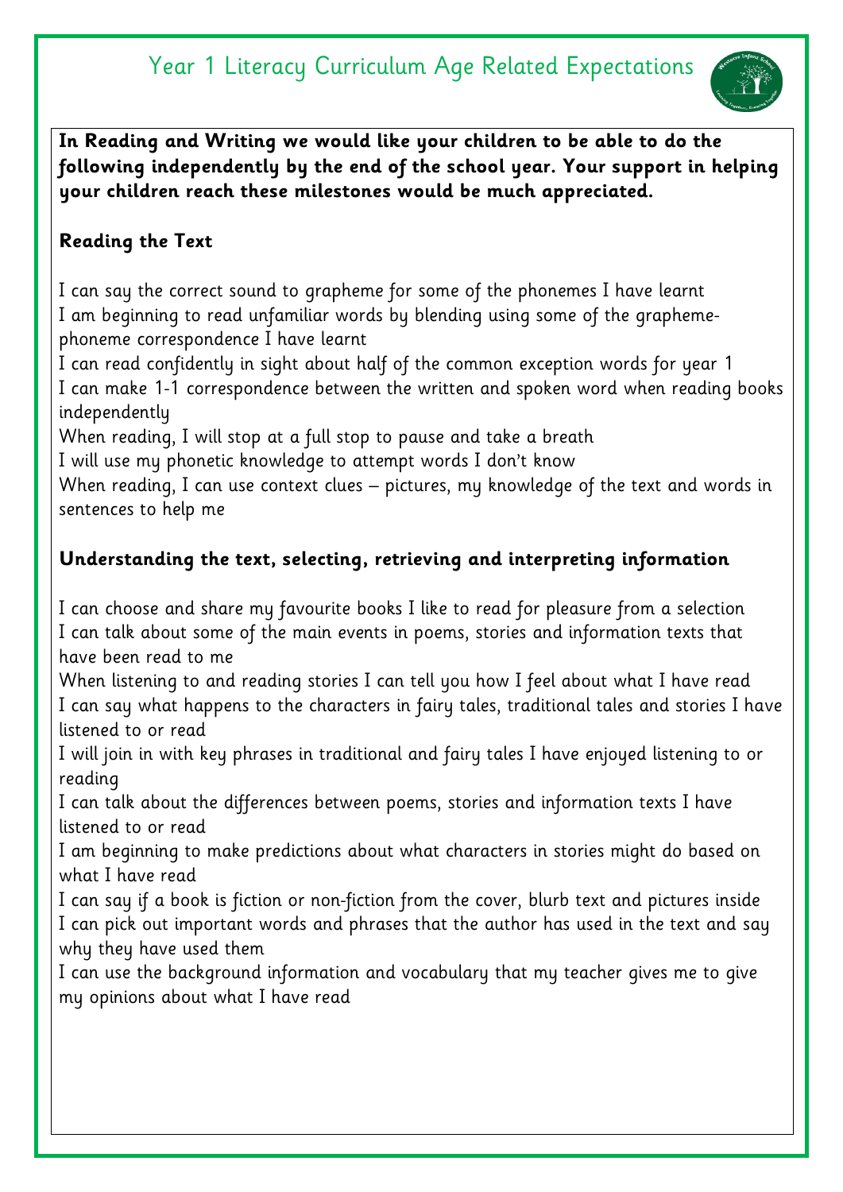# Year 1 Literacy Curriculum Age Related Expectations

**In Reading and Writing we would like your children to be able to do the following independently by the end of the school year. Your support in helping your children reach these milestones would be much appreciated.**

**Reading the Text**

I can say the correct sound to grapheme for some of the phonemes I have learnt
I am beginning to read unfamiliar words by blending using some of the grapheme-phoneme correspondence I have learnt
I can read confidently in sight about half of the common exception words for year 1
I can make 1-1 correspondence between the written and spoken word when reading books independently
When reading, I will stop at a full stop to pause and take a breath
I will use my phonetic knowledge to attempt words I don't know
When reading, I can use context clues – pictures, my knowledge of the text and words in sentences to help me

**Understanding the text, selecting, retrieving and interpreting information**

I can choose and share my favourite books I like to read for pleasure from a selection
I can talk about some of the main events in poems, stories and information texts that have been read to me
When listening to and reading stories I can tell you how I feel about what I have read
I can say what happens to the characters in fairy tales, traditional tales and stories I have listened to or read
I will join in with key phrases in traditional and fairy tales I have enjoyed listening to or reading
I can talk about the differences between poems, stories and information texts I have listened to or read
I am beginning to make predictions about what characters in stories might do based on what I have read
I can say if a book is fiction or non-fiction from the cover, blurb text and pictures inside
I can pick out important words and phrases that the author has used in the text and say why they have used them
I can use the background information and vocabulary that my teacher gives me to give my opinions about what I have read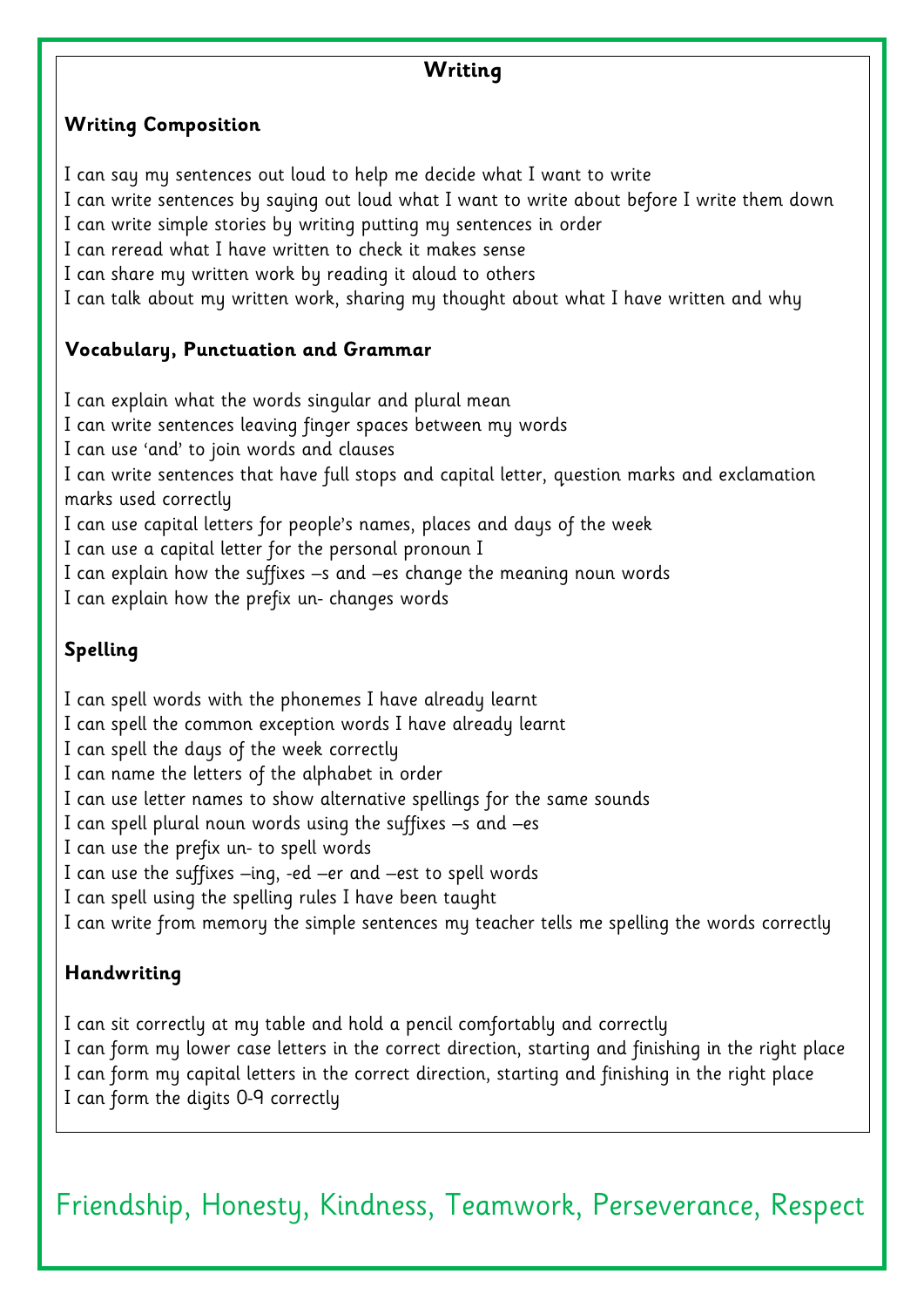# Writing

## Writing Composition

I can say my sentences out loud to help me decide what I want to write
I can write sentences by saying out loud what I want to write about before I write them down
I can write simple stories by writing putting my sentences in order
I can reread what I have written to check it makes sense
I can share my written work by reading it aloud to others
I can talk about my written work, sharing my thought about what I have written and why

## Vocabulary, Punctuation and Grammar

I can explain what the words singular and plural mean
I can write sentences leaving finger spaces between my words
I can use 'and' to join words and clauses
I can write sentences that have full stops and capital letter, question marks and exclamation marks used correctly
I can use capital letters for people's names, places and days of the week
I can use a capital letter for the personal pronoun I
I can explain how the suffixes –s and –es change the meaning noun words
I can explain how the prefix un- changes words

## Spelling

I can spell words with the phonemes I have already learnt
I can spell the common exception words I have already learnt
I can spell the days of the week correctly
I can name the letters of the alphabet in order
I can use letter names to show alternative spellings for the same sounds
I can spell plural noun words using the suffixes –s and –es
I can use the prefix un- to spell words
I can use the suffixes –ing, -ed –er and –est to spell words
I can spell using the spelling rules I have been taught
I can write from memory the simple sentences my teacher tells me spelling the words correctly

## Handwriting

I can sit correctly at my table and hold a pencil comfortably and correctly
I can form my lower case letters in the correct direction, starting and finishing in the right place
I can form my capital letters in the correct direction, starting and finishing in the right place
I can form the digits 0-9 correctly

Friendship, Honesty, Kindness, Teamwork, Perseverance, Respect